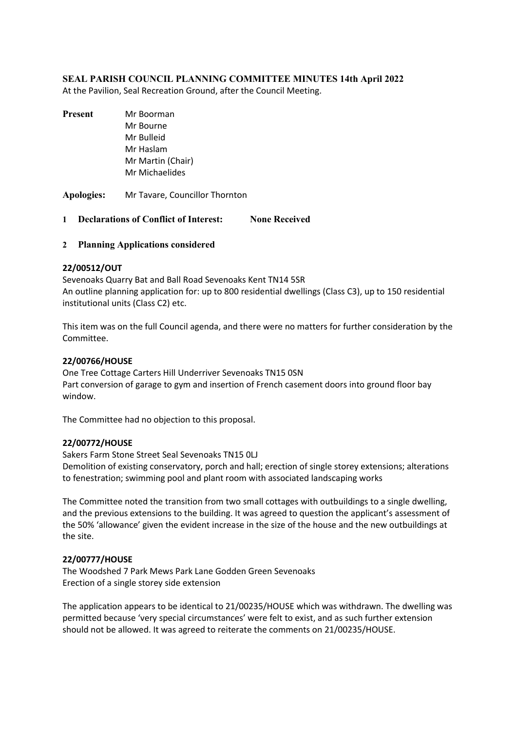## SEAL PARISH COUNCIL PLANNING COMMITTEE MINUTES 14th April 2022

At the Pavilion, Seal Recreation Ground, after the Council Meeting.

**Present**
Mr Boorman
Mr Bourne
Mr Bulleid
Mr Haslam
Mr Martin (Chair)
Mr Michaelides

**Apologies:** Mr Tavare, Councillor Thornton

### 1 Declarations of Conflict of Interest: None Received

### 2 Planning Applications considered

**22/00512/OUT**

Sevenoaks Quarry Bat and Ball Road Sevenoaks Kent TN14 5SR
An outline planning application for: up to 800 residential dwellings (Class C3), up to 150 residential institutional units (Class C2) etc.

This item was on the full Council agenda, and there were no matters for further consideration by the Committee.

**22/00766/HOUSE**

One Tree Cottage Carters Hill Underriver Sevenoaks TN15 0SN
Part conversion of garage to gym and insertion of French casement doors into ground floor bay window.

The Committee had no objection to this proposal.

**22/00772/HOUSE**

Sakers Farm Stone Street Seal Sevenoaks TN15 0LJ
Demolition of existing conservatory, porch and hall; erection of single storey extensions; alterations to fenestration; swimming pool and plant room with associated landscaping works

The Committee noted the transition from two small cottages with outbuildings to a single dwelling, and the previous extensions to the building. It was agreed to question the applicant's assessment of the 50% 'allowance' given the evident increase in the size of the house and the new outbuildings at the site.

**22/00777/HOUSE**

The Woodshed 7 Park Mews Park Lane Godden Green Sevenoaks
Erection of a single storey side extension

The application appears to be identical to 21/00235/HOUSE which was withdrawn. The dwelling was permitted because 'very special circumstances' were felt to exist, and as such further extension should not be allowed. It was agreed to reiterate the comments on 21/00235/HOUSE.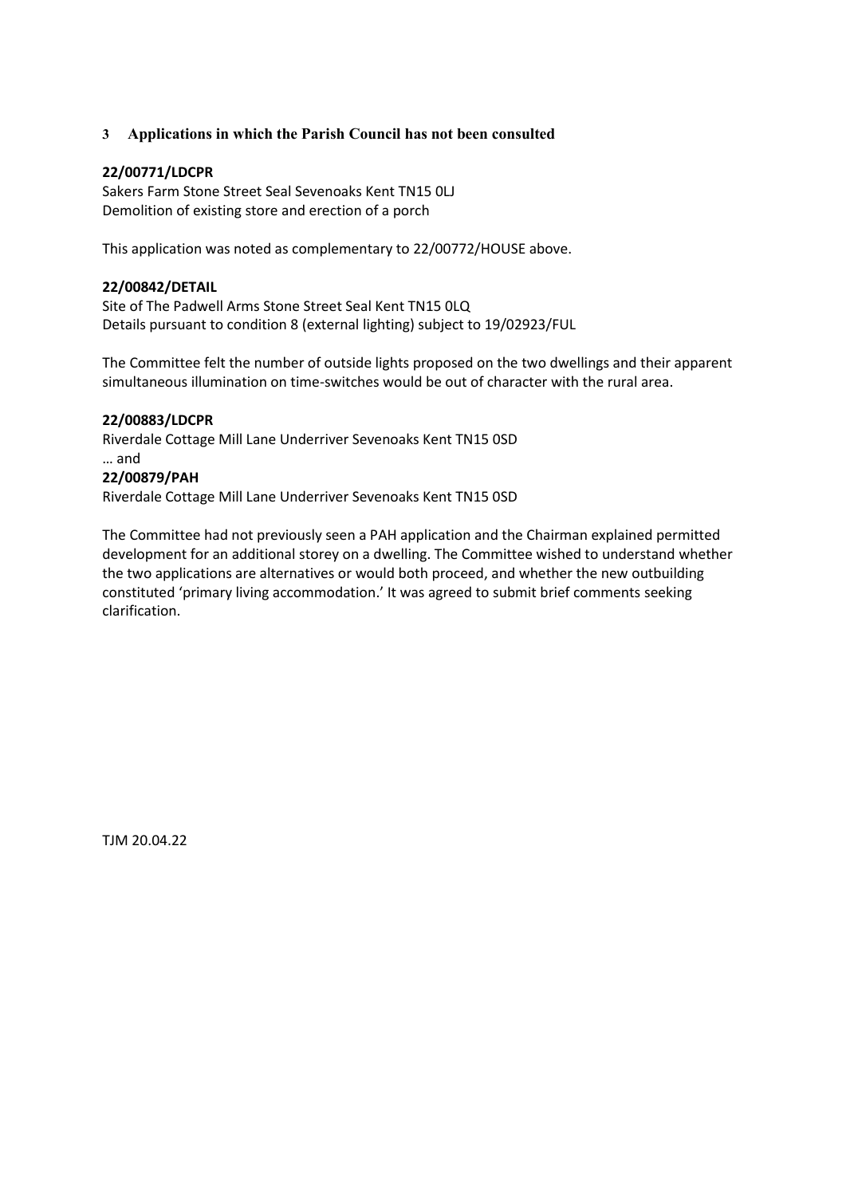## 3 Applications in which the Parish Council has not been consulted

**22/00771/LDCPR**
Sakers Farm Stone Street Seal Sevenoaks Kent TN15 0LJ
Demolition of existing store and erection of a porch

This application was noted as complementary to 22/00772/HOUSE above.

**22/00842/DETAIL**
Site of The Padwell Arms Stone Street Seal Kent TN15 0LQ
Details pursuant to condition 8 (external lighting) subject to 19/02923/FUL

The Committee felt the number of outside lights proposed on the two dwellings and their apparent simultaneous illumination on time-switches would be out of character with the rural area.

**22/00883/LDCPR**
Riverdale Cottage Mill Lane Underriver Sevenoaks Kent TN15 0SD
… and
**22/00879/PAH**
Riverdale Cottage Mill Lane Underriver Sevenoaks Kent TN15 0SD

The Committee had not previously seen a PAH application and the Chairman explained permitted development for an additional storey on a dwelling. The Committee wished to understand whether the two applications are alternatives or would both proceed, and whether the new outbuilding constituted 'primary living accommodation.' It was agreed to submit brief comments seeking clarification.

TJM 20.04.22